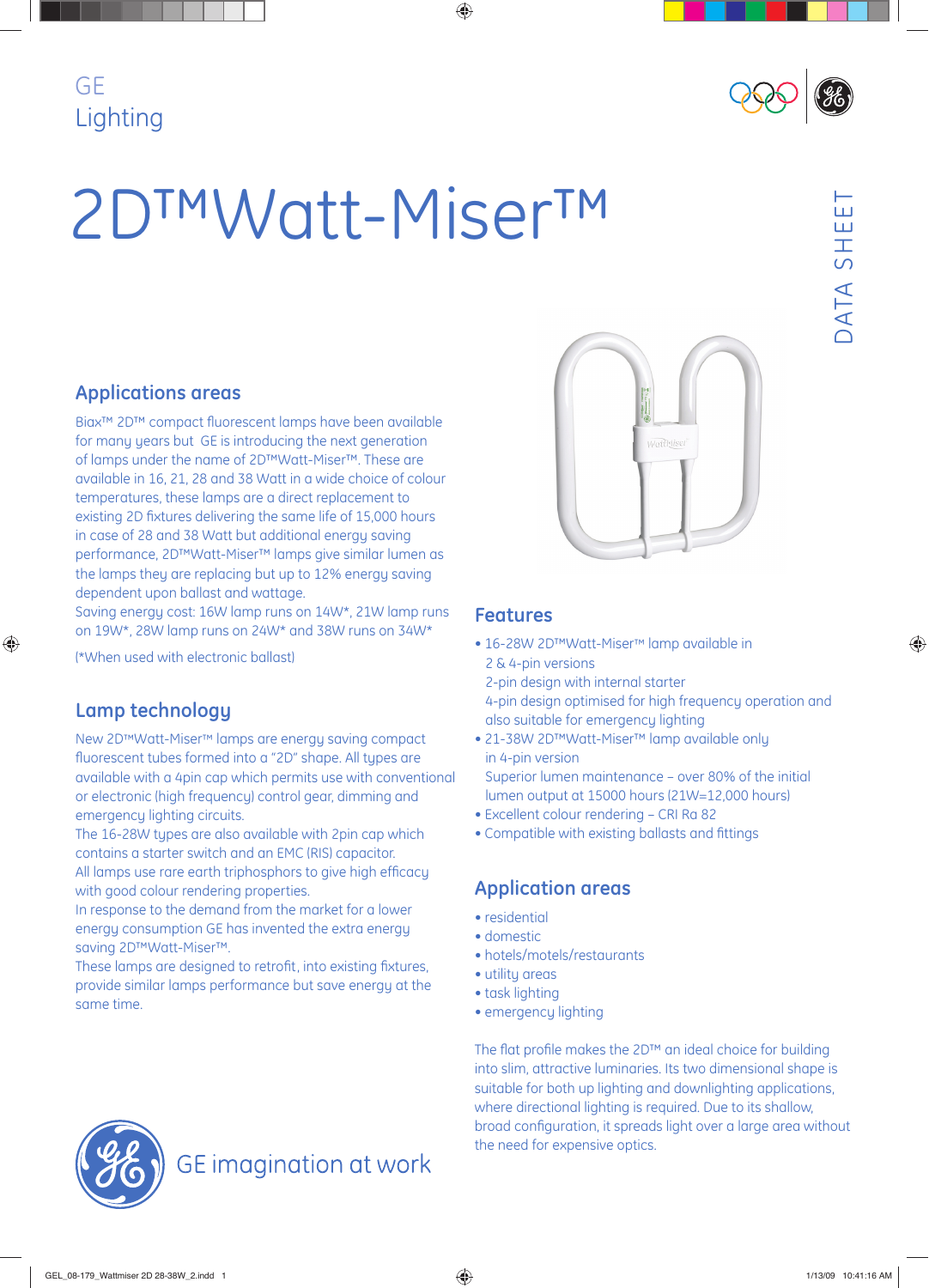GE
Lighting

# 2D™Watt-Miser™

DATA SHEET

## Applications areas

Biax™ 2D™ compact fluorescent lamps have been available for many years but GE is introducing the next generation of lamps under the name of 2D™Watt-Miser™. These are available in 16, 21, 28 and 38 Watt in a wide choice of colour temperatures, these lamps are a direct replacement to existing 2D fixtures delivering the same life of 15,000 hours in case of 28 and 38 Watt but additional energy saving performance, 2D™Watt-Miser™ lamps give similar lumen as the lamps they are replacing but up to 12% energy saving dependent upon ballast and wattage.
Saving energy cost: 16W lamp runs on 14W*, 21W lamp runs on 19W*, 28W lamp runs on 24W* and 38W runs on 34W*

(*When used with electronic ballast)

## Lamp technology

New 2D™Watt-Miser™ lamps are energy saving compact fluorescent tubes formed into a "2D" shape. All types are available with a 4pin cap which permits use with conventional or electronic (high frequency) control gear, dimming and emergency lighting circuits.
The 16-28W types are also available with 2pin cap which contains a starter switch and an EMC (RIS) capacitor.
All lamps use rare earth triphosphors to give high efficacy with good colour rendering properties.
In response to the demand from the market for a lower energy consumption GE has invented the extra energy saving 2D™Watt-Miser™.
These lamps are designed to retrofit, into existing fixtures, provide similar lamps performance but save energy at the same time.

## Features

- 16-28W 2D™Watt-Miser™ lamp available in 2 & 4-pin versions
  2-pin design with internal starter
  4-pin design optimised for high frequency operation and also suitable for emergency lighting
- 21-38W 2D™Watt-Miser™ lamp available only in 4-pin version
  Superior lumen maintenance – over 80% of the initial lumen output at 15000 hours (21W=12,000 hours)
- Excellent colour rendering – CRI Ra 82
- Compatible with existing ballasts and fittings

## Application areas

- residential
- domestic
- hotels/motels/restaurants
- utility areas
- task lighting
- emergency lighting

The flat profile makes the 2D™ an ideal choice for building into slim, attractive luminaries. Its two dimensional shape is suitable for both up lighting and downlighting applications, where directional lighting is required. Due to its shallow, broad configuration, it spreads light over a large area without the need for expensive optics.

GE imagination at work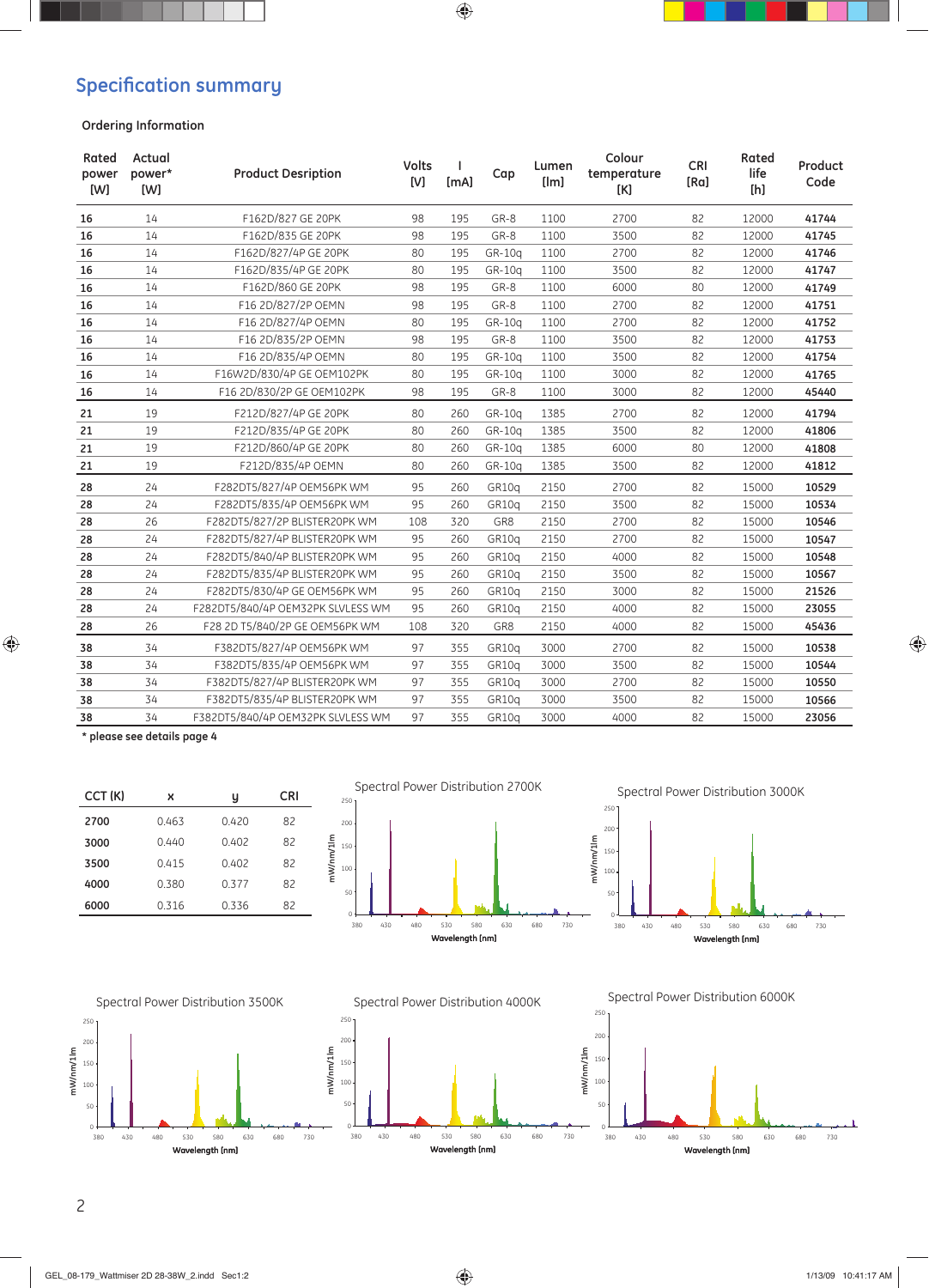## Specification summary

### Ordering Information

| Rated power [W] | Actual power* [W] | Product Desription | Volts [V] | I [mA] | Cap | Lumen [lm] | Colour temperature [K] | CRI [Ra] | Rated life [h] | Product Code |
|---|---|---|---|---|---|---|---|---|---|---|
| **16** | 14 | F162D/827 GE 20PK | 98 | 195 | GR-8 | 1100 | 2700 | 82 | 12000 | **41744** |
| **16** | 14 | F162D/835 GE 20PK | 98 | 195 | GR-8 | 1100 | 3500 | 82 | 12000 | **41745** |
| **16** | 14 | F162D/827/4P GE 20PK | 80 | 195 | GR-10q | 1100 | 2700 | 82 | 12000 | **41746** |
| **16** | 14 | F162D/835/4P GE 20PK | 80 | 195 | GR-10q | 1100 | 3500 | 82 | 12000 | **41747** |
| **16** | 14 | F162D/860 GE 20PK | 98 | 195 | GR-8 | 1100 | 6000 | 80 | 12000 | **41749** |
| **16** | 14 | F16 2D/827/2P OEMN | 98 | 195 | GR-8 | 1100 | 2700 | 82 | 12000 | **41751** |
| **16** | 14 | F16 2D/827/4P OEMN | 80 | 195 | GR-10q | 1100 | 2700 | 82 | 12000 | **41752** |
| **16** | 14 | F16 2D/835/2P OEMN | 98 | 195 | GR-8 | 1100 | 3500 | 82 | 12000 | **41753** |
| **16** | 14 | F16 2D/835/4P OEMN | 80 | 195 | GR-10q | 1100 | 3500 | 82 | 12000 | **41754** |
| **16** | 14 | F16W2D/830/4P GE OEM102PK | 80 | 195 | GR-10q | 1100 | 3000 | 82 | 12000 | **41765** |
| **16** | 14 | F16 2D/830/2P GE OEM102PK | 98 | 195 | GR-8 | 1100 | 3000 | 82 | 12000 | **45440** |
| **21** | 19 | F212D/827/4P GE 20PK | 80 | 260 | GR-10q | 1385 | 2700 | 82 | 12000 | **41794** |
| **21** | 19 | F212D/835/4P GE 20PK | 80 | 260 | GR-10q | 1385 | 3500 | 82 | 12000 | **41806** |
| **21** | 19 | F212D/860/4P GE 20PK | 80 | 260 | GR-10q | 1385 | 6000 | 80 | 12000 | **41808** |
| **21** | 19 | F212D/835/4P OEMN | 80 | 260 | GR-10q | 1385 | 3500 | 82 | 12000 | **41812** |
| **28** | 24 | F282DT5/827/4P OEM56PK WM | 95 | 260 | GR10q | 2150 | 2700 | 82 | 15000 | **10529** |
| **28** | 24 | F282DT5/835/4P OEM56PK WM | 95 | 260 | GR10q | 2150 | 3500 | 82 | 15000 | **10534** |
| **28** | 26 | F282DT5/827/2P BLISTER20PK WM | 108 | 320 | GR8 | 2150 | 2700 | 82 | 15000 | **10546** |
| **28** | 24 | F282DT5/827/4P BLISTER20PK WM | 95 | 260 | GR10q | 2150 | 2700 | 82 | 15000 | **10547** |
| **28** | 24 | F282DT5/840/4P BLISTER20PK WM | 95 | 260 | GR10q | 2150 | 4000 | 82 | 15000 | **10548** |
| **28** | 24 | F282DT5/835/4P BLISTER20PK WM | 95 | 260 | GR10q | 2150 | 3500 | 82 | 15000 | **10567** |
| **28** | 24 | F282DT5/830/4P GE OEM56PK WM | 95 | 260 | GR10q | 2150 | 3000 | 82 | 15000 | **21526** |
| **28** | 24 | F282DT5/840/4P OEM32PK SLVLESS WM | 95 | 260 | GR10q | 2150 | 4000 | 82 | 15000 | **23055** |
| **28** | 26 | F28 2D T5/840/2P GE OEM56PK WM | 108 | 320 | GR8 | 2150 | 4000 | 82 | 15000 | **45436** |
| **38** | 34 | F382DT5/827/4P OEM56PK WM | 97 | 355 | GR10q | 3000 | 2700 | 82 | 15000 | **10538** |
| **38** | 34 | F382DT5/835/4P OEM56PK WM | 97 | 355 | GR10q | 3000 | 3500 | 82 | 15000 | **10544** |
| **38** | 34 | F382DT5/827/4P BLISTER20PK WM | 97 | 355 | GR10q | 3000 | 2700 | 82 | 15000 | **10550** |
| **38** | 34 | F382DT5/835/4P BLISTER20PK WM | 97 | 355 | GR10q | 3000 | 3500 | 82 | 15000 | **10566** |
| **38** | 34 | F382DT5/840/4P OEM32PK SLVLESS WM | 97 | 355 | GR10q | 3000 | 4000 | 82 | 15000 | **23056** |

**\* please see details page 4**

| CCT (K) | x | y | CRI |
|---|---|---|---|
| **2700** | 0.463 | 0.420 | 82 |
| **3000** | 0.440 | 0.402 | 82 |
| **3500** | 0.415 | 0.402 | 82 |
| **4000** | 0.380 | 0.377 | 82 |
| **6000** | 0.316 | 0.336 | 82 |

Spectral Power Distribution 2700K

Spectral Power Distribution 3000K

Spectral Power Distribution 3500K

Spectral Power Distribution 4000K

Spectral Power Distribution 6000K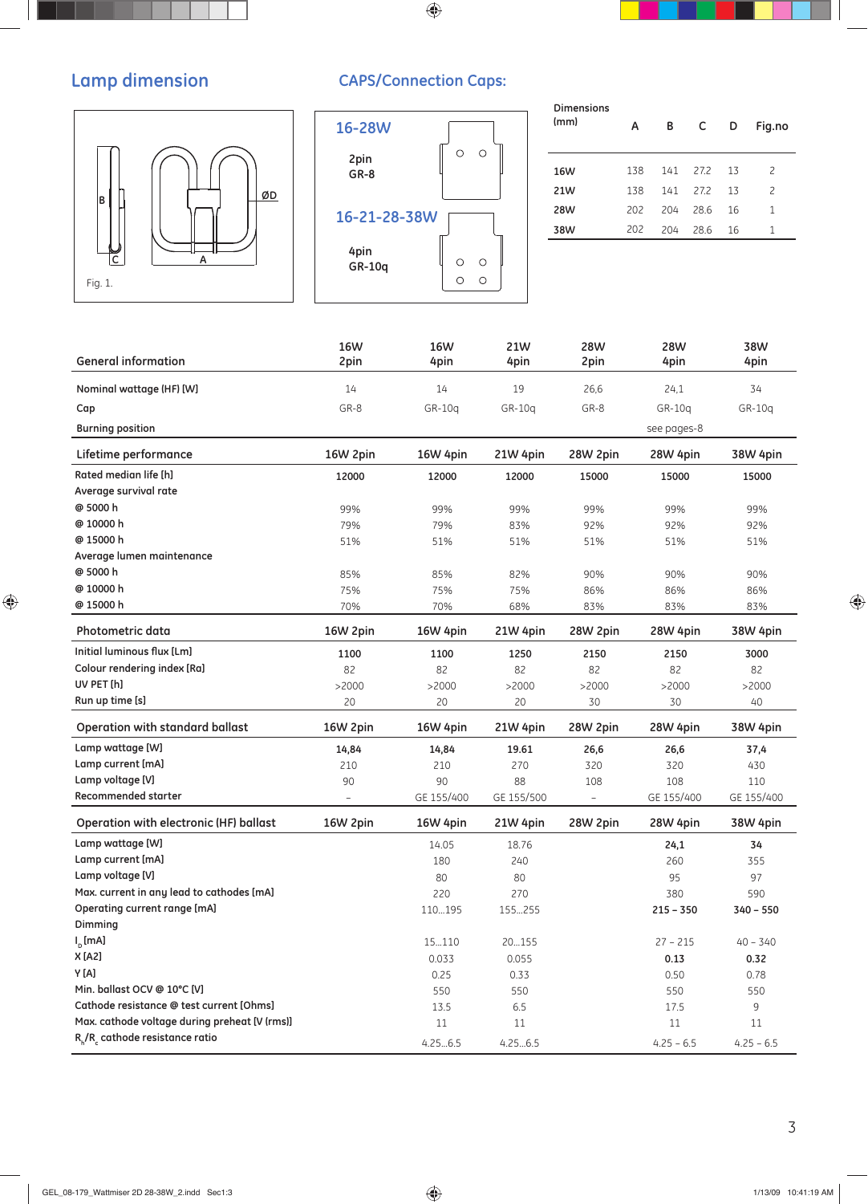## Lamp dimension

B C A ØD

Fig. 1.

## CAPS/Connection Caps:

**16-28W**
2pin
GR-8

**16-21-28-38W**
4pin
GR-10q

| Dimensions (mm) | A | B | C | D | Fig.no |
|---|---|---|---|---|---|
| 16W | 138 | 141 | 27.2 | 13 | 2 |
| 21W | 138 | 141 | 27.2 | 13 | 2 |
| 28W | 202 | 204 | 28.6 | 16 | 1 |
| 38W | 202 | 204 | 28.6 | 16 | 1 |

| General information | 16W 2pin | 16W 4pin | 21W 4pin | 28W 2pin | 28W 4pin | 38W 4pin |
|---|---|---|---|---|---|---|
| Nominal wattage (HF) [W] | 14 | 14 | 19 | 26,6 | 24,1 | 34 |
| Cap | GR-8 | GR-10q | GR-10q | GR-8 | GR-10q | GR-10q |
| Burning position | | | | | see pages-8 | |

| Lifetime performance | 16W 2pin | 16W 4pin | 21W 4pin | 28W 2pin | 28W 4pin | 38W 4pin |
|---|---|---|---|---|---|---|
| Rated median life [h] | 12000 | 12000 | 12000 | 15000 | 15000 | 15000 |
| Average survival rate | | | | | | |
| @ 5000 h | 99% | 99% | 99% | 99% | 99% | 99% |
| @ 10000 h | 79% | 79% | 83% | 92% | 92% | 92% |
| @ 15000 h | 51% | 51% | 51% | 51% | 51% | 51% |
| Average lumen maintenance | | | | | | |
| @ 5000 h | 85% | 85% | 82% | 90% | 90% | 90% |
| @ 10000 h | 75% | 75% | 75% | 86% | 86% | 86% |
| @ 15000 h | 70% | 70% | 68% | 83% | 83% | 83% |

| Photometric data | 16W 2pin | 16W 4pin | 21W 4pin | 28W 2pin | 28W 4pin | 38W 4pin |
|---|---|---|---|---|---|---|
| Initial luminous flux [Lm] | 1100 | 1100 | 1250 | 2150 | 2150 | 3000 |
| Colour rendering index [Ra] | 82 | 82 | 82 | 82 | 82 | 82 |
| UV PET [h] | >2000 | >2000 | >2000 | >2000 | >2000 | >2000 |
| Run up time [s] | 20 | 20 | 20 | 30 | 30 | 40 |

| Operation with standard ballast | 16W 2pin | 16W 4pin | 21W 4pin | 28W 2pin | 28W 4pin | 38W 4pin |
|---|---|---|---|---|---|---|
| Lamp wattage [W] | 14,84 | 14,84 | 19.61 | 26,6 | 26,6 | 37,4 |
| Lamp current [mA] | 210 | 210 | 270 | 320 | 320 | 430 |
| Lamp voltage [V] | 90 | 90 | 88 | 108 | 108 | 110 |
| Recommended starter | – | GE 155/400 | GE 155/500 | – | GE 155/400 | GE 155/400 |

| Operation with electronic (HF) ballast | 16W 2pin | 16W 4pin | 21W 4pin | 28W 2pin | 28W 4pin | 38W 4pin |
|---|---|---|---|---|---|---|
| Lamp wattage [W] | | 14.05 | 18.76 | | 24,1 | 34 |
| Lamp current [mA] | | 180 | 240 | | 260 | 355 |
| Lamp voltage [V] | | 80 | 80 | | 95 | 97 |
| Max. current in any lead to cathodes [mA] | | 220 | 270 | | 380 | 590 |
| Operating current range [mA] | | 110...195 | 155...255 | | 215 – 350 | 340 – 550 |
| Dimming | | | | | | |
| $I_D$ [mA] | | 15...110 | 20...155 | | 27 – 215 | 40 – 340 |
| X [A2] | | 0.033 | 0.055 | | 0.13 | 0.32 |
| Y [A] | | 0.25 | 0.33 | | 0.50 | 0.78 |
| Min. ballast OCV @ 10°C [V] | | 550 | 550 | | 550 | 550 |
| Cathode resistance @ test current [Ohms] | | 13.5 | 6.5 | | 17.5 | 9 |
| Max. cathode voltage during preheat [V (rms)] | | 11 | 11 | | 11 | 11 |
| $R_h/R_c$ cathode resistance ratio | | 4.25...6.5 | 4.25...6.5 | | 4.25 – 6.5 | 4.25 – 6.5 |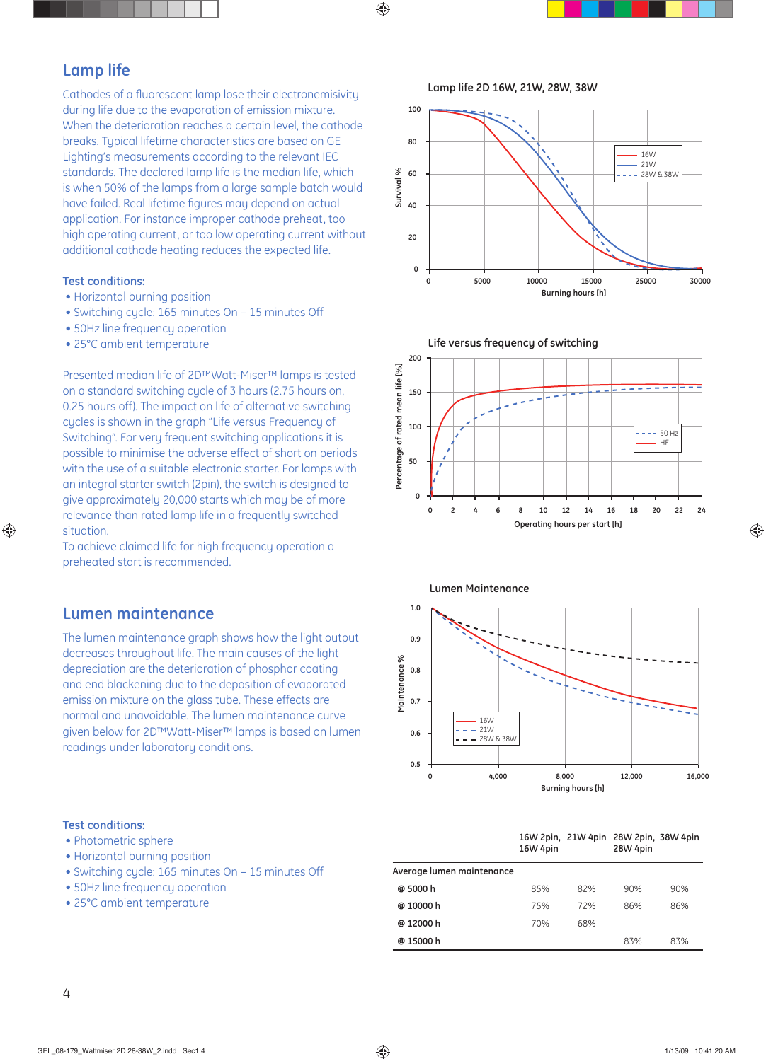## Lamp life

Cathodes of a fluorescent lamp lose their electronemisivity during life due to the evaporation of emission mixture. When the deterioration reaches a certain level, the cathode breaks. Typical lifetime characteristics are based on GE Lighting's measurements according to the relevant IEC standards. The declared lamp life is the median life, which is when 50% of the lamps from a large sample batch would have failed. Real lifetime figures may depend on actual application. For instance improper cathode preheat, too high operating current, or too low operating current without additional cathode heating reduces the expected life.

### Test conditions:

- Horizontal burning position
- Switching cycle: 165 minutes On – 15 minutes Off
- 50Hz line frequency operation
- 25°C ambient temperature

Presented median life of 2D™Watt-Miser™ lamps is tested on a standard switching cycle of 3 hours (2.75 hours on, 0.25 hours off). The impact on life of alternative switching cycles is shown in the graph "Life versus Frequency of Switching". For very frequent switching applications it is possible to minimise the adverse effect of short on periods with the use of a suitable electronic starter. For lamps with an integral starter switch (2pin), the switch is designed to give approximately 20,000 starts which may be of more relevance than rated lamp life in a frequently switched situation.
To achieve claimed life for high frequency operation a preheated start is recommended.

**Lamp life 2D 16W, 21W, 28W, 38W**

**Life versus frequency of switching**

## Lumen maintenance

The lumen maintenance graph shows how the light output decreases throughout life. The main causes of the light depreciation are the deterioration of phosphor coating and end blackening due to the deposition of evaporated emission mixture on the glass tube. These effects are normal and unavoidable. The lumen maintenance curve given below for 2D™Watt-Miser™ lamps is based on lumen readings under laboratory conditions.

**Lumen Maintenance**

### Test conditions:

- Photometric sphere
- Horizontal burning position
- Switching cycle: 165 minutes On – 15 minutes Off
- 50Hz line frequency operation
- 25°C ambient temperature

| | 16W 2pin, 16W 4pin | 21W 4pin | 28W 2pin, 28W 4pin | 38W 4pin |
|---|---|---|---|---|
| **Average lumen maintenance** | | | | |
| @ 5000 h | 85% | 82% | 90% | 90% |
| @ 10000 h | 75% | 72% | 86% | 86% |
| @ 12000 h | 70% | 68% | | |
| @ 15000 h | | | 83% | 83% |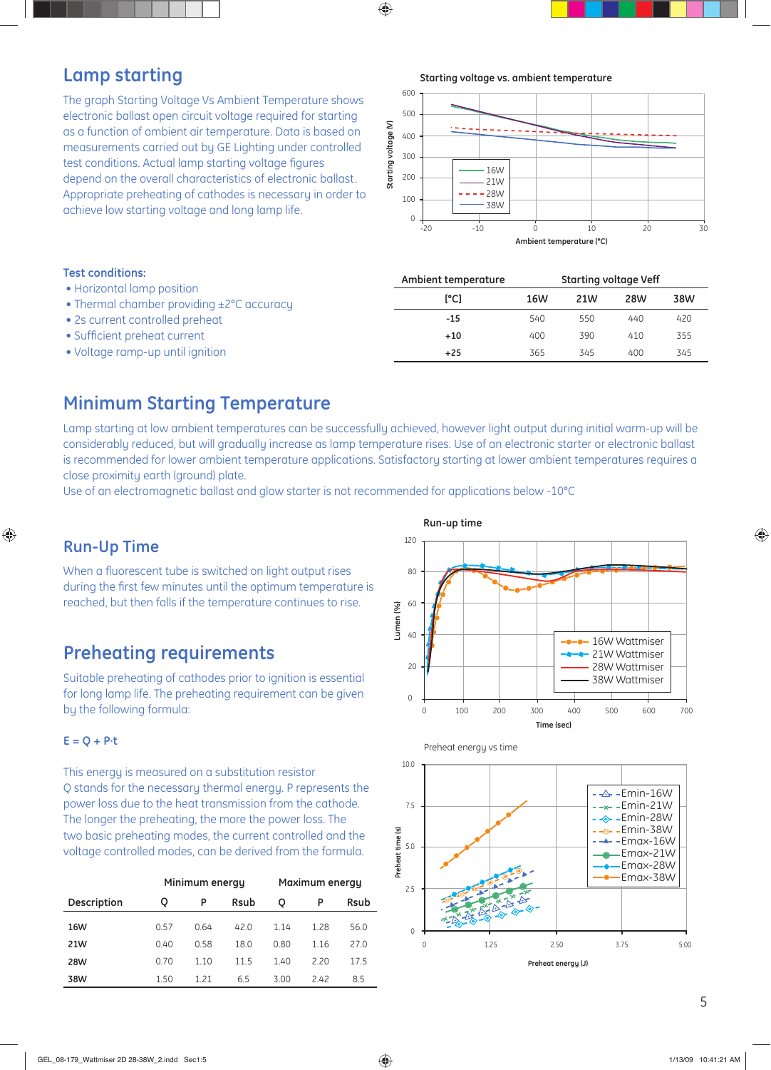## Lamp starting

The graph Starting Voltage Vs Ambient Temperature shows electronic ballast open circuit voltage required for starting as a function of ambient air temperature. Data is based on measurements carried out by GE Lighting under controlled test conditions. Actual lamp starting voltage figures depend on the overall characteristics of electronic ballast. Appropriate preheating of cathodes is necessary in order to achieve low starting voltage and long lamp life.

Starting voltage vs. ambient temperature

### Test conditions:

- Horizontal lamp position
- Thermal chamber providing ±2°C accuracy
- 2s current controlled preheat
- Sufficient preheat current
- Voltage ramp-up until ignition

| Ambient temperature | Starting voltage Veff | | | |
|---|---|---|---|---|
| [°C] | 16W | 21W | 28W | 38W |
| -15 | 540 | 550 | 440 | 420 |
| +10 | 400 | 390 | 410 | 355 |
| +25 | 365 | 345 | 400 | 345 |

## Minimum Starting Temperature

Lamp starting at low ambient temperatures can be successfully achieved, however light output during initial warm-up will be considerably reduced, but will gradually increase as lamp temperature rises. Use of an electronic starter or electronic ballast is recommended for lower ambient temperature applications. Satisfactory starting at lower ambient temperatures requires a close proximity earth (ground) plate.

Use of an electromagnetic ballast and glow starter is not recommended for applications below -10°C

## Run-Up Time

When a fluorescent tube is switched on light output rises during the first few minutes until the optimum temperature is reached, but then falls if the temperature continues to rise.

Run-up time

## Preheating requirements

Suitable preheating of cathodes prior to ignition is essential for long lamp life. The preheating requirement can be given by the following formula:

$$E = Q + P \cdot t$$

This energy is measured on a substitution resistor
Q stands for the necessary thermal energy. P represents the power loss due to the heat transmission from the cathode. The longer the preheating, the more the power loss. The two basic preheating modes, the current controlled and the voltage controlled modes, can be derived from the formula.

Preheat energy vs time

| Description | Minimum energy | | | Maximum energy | | |
|---|---|---|---|---|---|---|
| | Q | P | Rsub | Q | P | Rsub |
| 16W | 0.57 | 0.64 | 42.0 | 1.14 | 1.28 | 56.0 |
| 21W | 0.40 | 0.58 | 18.0 | 0.80 | 1.16 | 27.0 |
| 28W | 0.70 | 1.10 | 11.5 | 1.40 | 2.20 | 17.5 |
| 38W | 1.50 | 1.21 | 6.5 | 3.00 | 2.42 | 8.5 |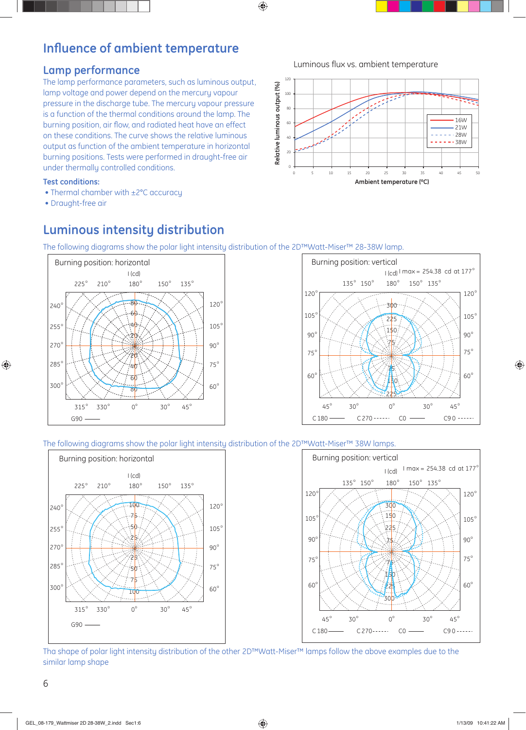# Influence of ambient temperature

## Lamp performance

The lamp performance parameters, such as luminous output, lamp voltage and power depend on the mercury vapour pressure in the discharge tube. The mercury vapour pressure is a function of the thermal conditions around the lamp. The burning position, air flow, and radiated heat have an effect on these conditions. The curve shows the relative luminous output as function of the ambient temperature in horizontal burning positions. Tests were performed in draught-free air under thermally controlled conditions.

**Test conditions:**

- Thermal chamber with ±2°C accuracy
- Draught-free air

Luminous flux vs. ambient temperature

Relative luminous output (%)

Ambient temperature (°C)

16W, 21W, 28W, 38W

# Luminous intensity distribution

The following diagrams show the polar light intensity distribution of the 2D™Watt-Miser™ 28-38W lamp.

Burning position: horizontal

I (cd)

G90

Burning position: vertical

I (cd) I max = 254.38 cd at 177°

C180 C270 C0 C90

The following diagrams show the polar light intensity distribution of the 2D™Watt-Miser™ 38W lamps.

Burning position: horizontal

I (cd)

G90

Burning position: vertical

I (cd) I max = 254.38 cd at 177°

C180 C270 C0 C90

Tha shape of polar light intensity distribution of the other 2D™Watt-Miser™ lamps follow the above examples due to the similar lamp shape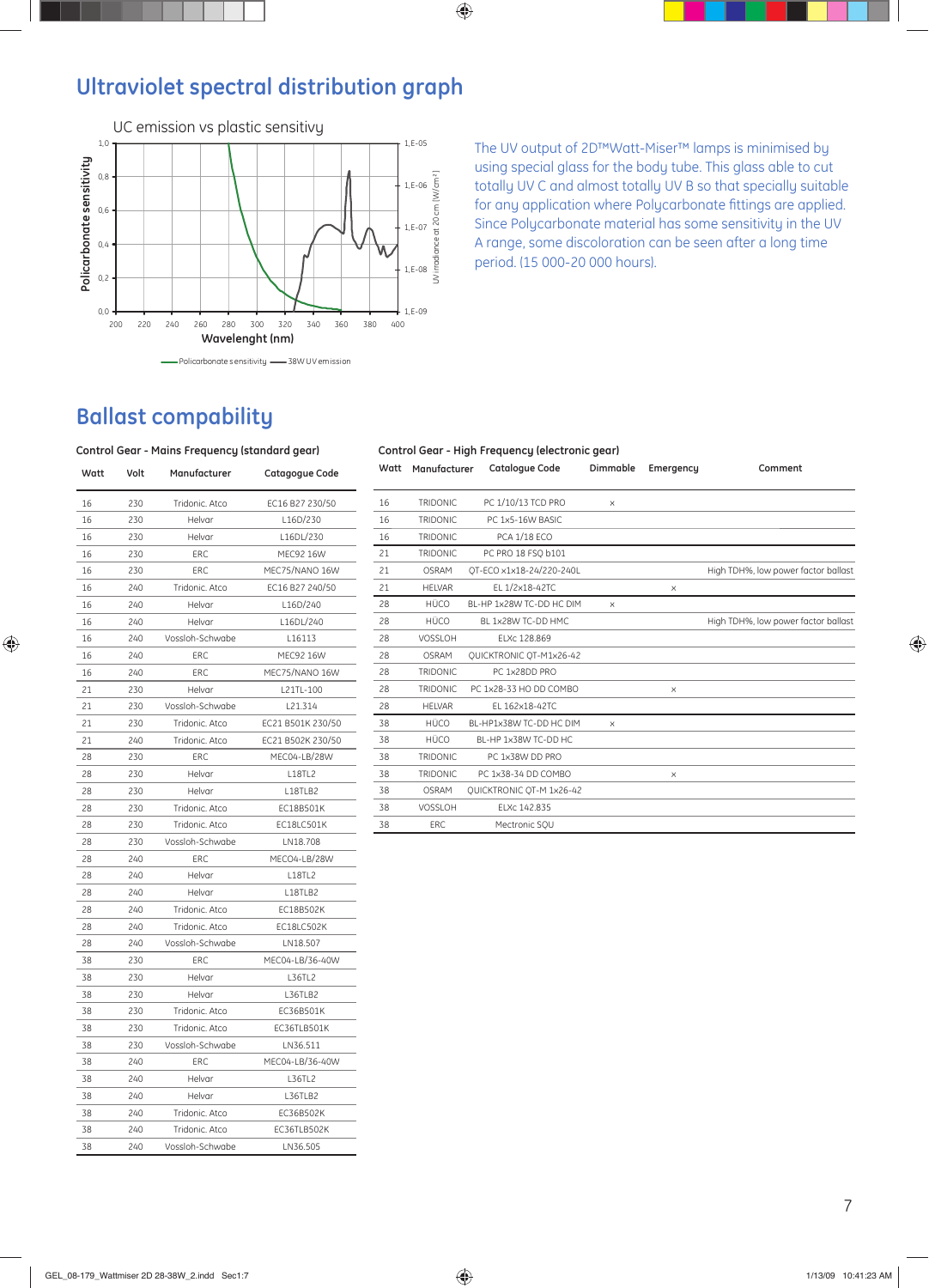# Ultraviolet spectral distribution graph

UC emission vs plastic sensitivy

Policarbonate sensitivity | UV irradiance at 20 cm [W/cm²]

Wavelenght (nm)

— Policarbonate sensitivity — 38W UV emission

The UV output of 2D™Watt-Miser™ lamps is minimised by using special glass for the body tube. This glass able to cut totally UV C and almost totally UV B so that specially suitable for any application where Polycarbonate fittings are applied. Since Polycarbonate material has some sensitivity in the UV A range, some discoloration can be seen after a long time period. (15 000-20 000 hours).

# Ballast compability

**Control Gear - Mains Frequency (standard gear)**

| Watt | Volt | Manufacturer | Catagogue Code |
|---|---|---|---|
| 16 | 230 | Tridonic. Atco | EC16 B27 230/50 |
| 16 | 230 | Helvar | L16D/230 |
| 16 | 230 | Helvar | L16DL/230 |
| 16 | 230 | ERC | MEC92 16W |
| 16 | 230 | ERC | MEC75/NANO 16W |
| 16 | 240 | Tridonic. Atco | EC16 B27 240/50 |
| 16 | 240 | Helvar | L16D/240 |
| 16 | 240 | Helvar | L16DL/240 |
| 16 | 240 | Vossloh-Schwabe | L16113 |
| 16 | 240 | ERC | MEC92 16W |
| 16 | 240 | ERC | MEC75/NANO 16W |
| 21 | 230 | Helvar | L21TL-100 |
| 21 | 230 | Vossloh-Schwabe | L21.314 |
| 21 | 230 | Tridonic. Atco | EC21 B501K 230/50 |
| 21 | 240 | Tridonic. Atco | EC21 B502K 230/50 |
| 28 | 230 | ERC | MEC04-LB/28W |
| 28 | 230 | Helvar | L18TL2 |
| 28 | 230 | Helvar | L18TLB2 |
| 28 | 230 | Tridonic. Atco | EC18B501K |
| 28 | 230 | Tridonic. Atco | EC18LC501K |
| 28 | 230 | Vossloh-Schwabe | LN18.708 |
| 28 | 240 | ERC | MEC04-LB/28W |
| 28 | 240 | Helvar | L18TL2 |
| 28 | 240 | Helvar | L18TLB2 |
| 28 | 240 | Tridonic. Atco | EC18B502K |
| 28 | 240 | Tridonic. Atco | EC18LC502K |
| 28 | 240 | Vossloh-Schwabe | LN18.507 |
| 38 | 230 | ERC | MEC04-LB/36-40W |
| 38 | 230 | Helvar | L36TL2 |
| 38 | 230 | Helvar | L36TLB2 |
| 38 | 230 | Tridonic. Atco | EC36B501K |
| 38 | 230 | Tridonic. Atco | EC36TLB501K |
| 38 | 230 | Vossloh-Schwabe | LN36.511 |
| 38 | 240 | ERC | MEC04-LB/36-40W |
| 38 | 240 | Helvar | L36TL2 |
| 38 | 240 | Helvar | L36TLB2 |
| 38 | 240 | Tridonic. Atco | EC36B502K |
| 38 | 240 | Tridonic. Atco | EC36TLB502K |
| 38 | 240 | Vossloh-Schwabe | LN36.505 |

**Control Gear - High Frequency (electronic gear)**

| Watt | Manufacturer | Catalogue Code | Dimmable | Emergency | Comment |
|---|---|---|---|---|---|
| 16 | TRIDONIC | PC 1/10/13 TCD PRO | × | | |
| 16 | TRIDONIC | PC 1x5-16W BASIC | | | |
| 16 | TRIDONIC | PCA 1/18 ECO | | | |
| 21 | TRIDONIC | PC PRO 18 FSQ b101 | | | |
| 21 | OSRAM | QT-ECO x1x18-24/220-240L | | | High TDH%, low power factor ballast |
| 21 | HELVAR | EL 1/2x18-42TC | | × | |
| 28 | HÜCO | BL-HP 1x28W TC-DD HC DIM | × | | |
| 28 | HÜCO | BL 1x28W TC-DD HMC | | | High TDH%, low power factor ballast |
| 28 | VOSSLOH | ELXc 128.869 | | | |
| 28 | OSRAM | QUICKTRONIC QT-M1x26-42 | | | |
| 28 | TRIDONIC | PC 1x28DD PRO | | | |
| 28 | TRIDONIC | PC 1x28-33 HO DD COMBO | | × | |
| 28 | HELVAR | EL 162x18-42TC | | | |
| 38 | HÜCO | BL-HP1x38W TC-DD HC DIM | × | | |
| 38 | HÜCO | BL-HP 1x38W TC-DD HC | | | |
| 38 | TRIDONIC | PC 1x38W DD PRO | | | |
| 38 | TRIDONIC | PC 1x38-34 DD COMBO | | × | |
| 38 | OSRAM | QUICKTRONIC QT-M 1x26-42 | | | |
| 38 | VOSSLOH | ELXc 142.835 | | | |
| 38 | ERC | Mectronic SQU | | | |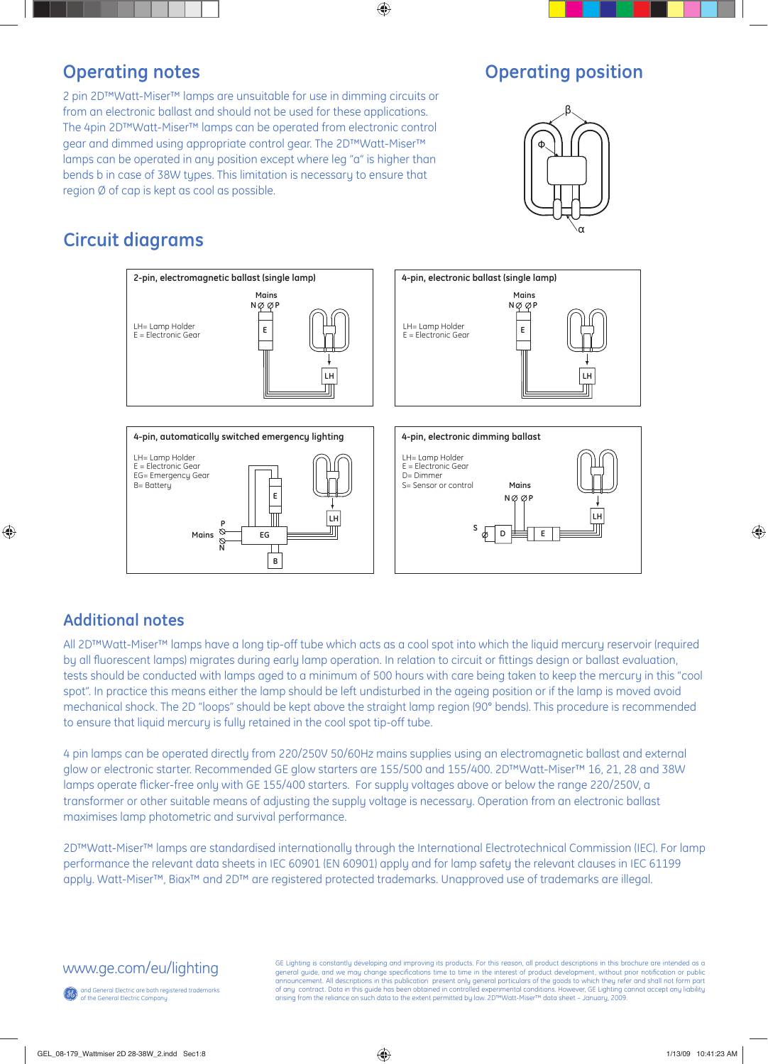## Operating notes

2 pin 2D™Watt-Miser™ lamps are unsuitable for use in dimming circuits or from an electronic ballast and should not be used for these applications. The 4pin 2D™Watt-Miser™ lamps can be operated from electronic control gear and dimmed using appropriate control gear. The 2D™Watt-Miser™ lamps can be operated in any position except where leg "a" is higher than bends b in case of 38W types. This limitation is necessary to ensure that region Ø of cap is kept as cool as possible.

## Operating position

β
Φ
α

## Circuit diagrams

**2-pin, electromagnetic ballast (single lamp)**

Mains
N Ø Ø P
LH= Lamp Holder
E = Electronic Gear
E
LH

**4-pin, electronic ballast (single lamp)**

Mains
N Ø Ø P
LH= Lamp Holder
E = Electronic Gear
E
LH

**4-pin, automatically switched emergency lighting**

LH= Lamp Holder
E = Electronic Gear
EG= Emergency Gear
B= Battery
E
LH
P
Mains
N
EG
B

**4-pin, electronic dimming ballast**

LH= Lamp Holder
E = Electronic Gear
D= Dimmer
S= Sensor or control
Mains
N Ø Ø P
LH
S
D
E

## Additional notes

All 2D™Watt-Miser™ lamps have a long tip-off tube which acts as a cool spot into which the liquid mercury reservoir (required by all fluorescent lamps) migrates during early lamp operation. In relation to circuit or fittings design or ballast evaluation, tests should be conducted with lamps aged to a minimum of 500 hours with care being taken to keep the mercury in this "cool spot". In practice this means either the lamp should be left undisturbed in the ageing position or if the lamp is moved avoid mechanical shock. The 2D "loops" should be kept above the straight lamp region (90° bends). This procedure is recommended to ensure that liquid mercury is fully retained in the cool spot tip-off tube.

4 pin lamps can be operated directly from 220/250V 50/60Hz mains supplies using an electromagnetic ballast and external glow or electronic starter. Recommended GE glow starters are 155/500 and 155/400. 2D™Watt-Miser™ 16, 21, 28 and 38W lamps operate flicker-free only with GE 155/400 starters. For supply voltages above or below the range 220/250V, a transformer or other suitable means of adjusting the supply voltage is necessary. Operation from an electronic ballast maximises lamp photometric and survival performance.

2D™Watt-Miser™ lamps are standardised internationally through the International Electrotechnical Commission (IEC). For lamp performance the relevant data sheets in IEC 60901 (EN 60901) apply and for lamp safety the relevant clauses in IEC 61199 apply. Watt-Miser™, Biax™ and 2D™ are registered protected trademarks. Unapproved use of trademarks are illegal.

www.ge.com/eu/lighting

and General Electric are both registered trademarks of the General Electric Company

GE Lighting is constantly developing and improving its products. For this reason, all product descriptions in this brochure are intended as a general guide, and we may change specifications time to time in the interest of product development, without prior notification or public announcement. All descriptions in this publication present only general particulars of the goods to which they refer and shall not form part of any contract. Data in this guide has been obtained in controlled experimental conditions. However, GE Lighting cannot accept any liability arising from the reliance on such data to the extent permitted by law. 2D™Watt-Miser™ data sheet – January, 2009.